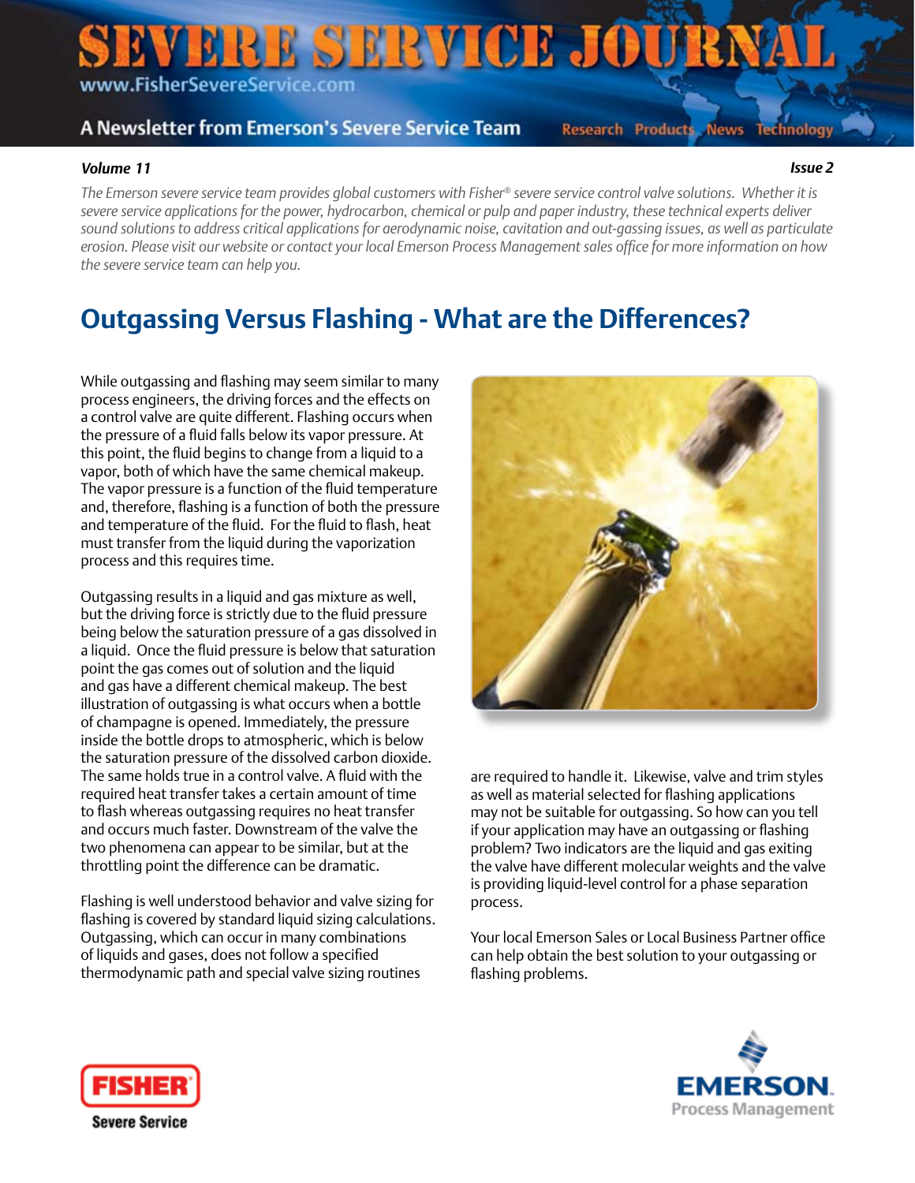# SEVERE SERVICE JOURNAL

www.FisherSevereService.com

A Newsletter from Emerson's Severe Service Team

Research Products News Technology

***Volume 11*** ***Issue 2***

*The Emerson severe service team provides global customers with Fisher® severe service control valve solutions. Whether it is severe service applications for the power, hydrocarbon, chemical or pulp and paper industry, these technical experts deliver sound solutions to address critical applications for aerodynamic noise, cavitation and out-gassing issues, as well as particulate erosion. Please visit our website or contact your local Emerson Process Management sales office for more information on how the severe service team can help you.*

## Outgassing Versus Flashing - What are the Differences?

While outgassing and flashing may seem similar to many process engineers, the driving forces and the effects on a control valve are quite different. Flashing occurs when the pressure of a fluid falls below its vapor pressure. At this point, the fluid begins to change from a liquid to a vapor, both of which have the same chemical makeup. The vapor pressure is a function of the fluid temperature and, therefore, flashing is a function of both the pressure and temperature of the fluid. For the fluid to flash, heat must transfer from the liquid during the vaporization process and this requires time.

Outgassing results in a liquid and gas mixture as well, but the driving force is strictly due to the fluid pressure being below the saturation pressure of a gas dissolved in a liquid. Once the fluid pressure is below that saturation point the gas comes out of solution and the liquid and gas have a different chemical makeup. The best illustration of outgassing is what occurs when a bottle of champagne is opened. Immediately, the pressure inside the bottle drops to atmospheric, which is below the saturation pressure of the dissolved carbon dioxide. The same holds true in a control valve. A fluid with the required heat transfer takes a certain amount of time to flash whereas outgassing requires no heat transfer and occurs much faster. Downstream of the valve the two phenomena can appear to be similar, but at the throttling point the difference can be dramatic.

Flashing is well understood behavior and valve sizing for flashing is covered by standard liquid sizing calculations. Outgassing, which can occur in many combinations of liquids and gases, does not follow a specified thermodynamic path and special valve sizing routines are required to handle it. Likewise, valve and trim styles as well as material selected for flashing applications may not be suitable for outgassing. So how can you tell if your application may have an outgassing or flashing problem? Two indicators are the liquid and gas exiting the valve have different molecular weights and the valve is providing liquid-level control for a phase separation process.

Your local Emerson Sales or Local Business Partner office can help obtain the best solution to your outgassing or flashing problems.

FISHER® Severe Service

EMERSON. Process Management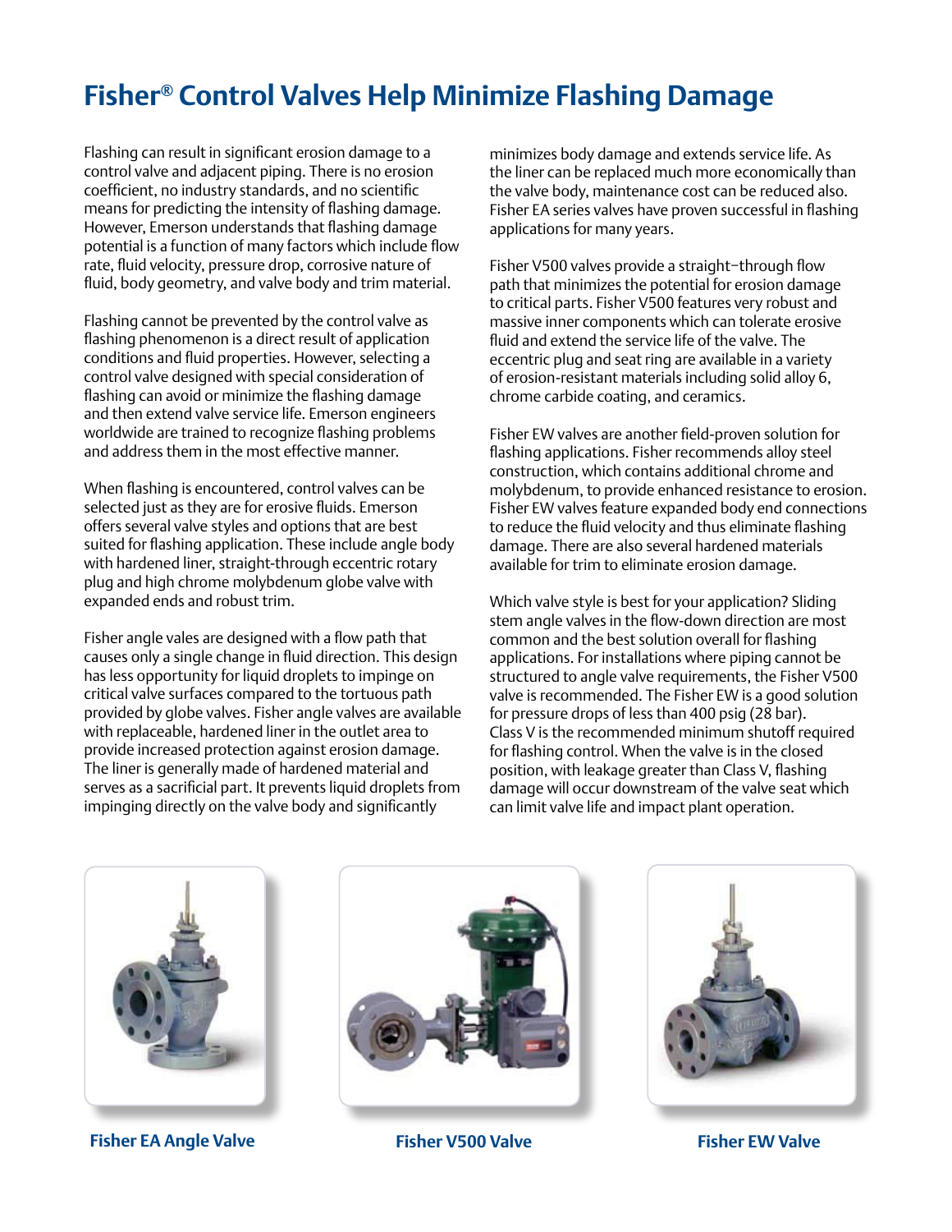# Fisher® Control Valves Help Minimize Flashing Damage

Flashing can result in significant erosion damage to a control valve and adjacent piping. There is no erosion coefficient, no industry standards, and no scientific means for predicting the intensity of flashing damage. However, Emerson understands that flashing damage potential is a function of many factors which include flow rate, fluid velocity, pressure drop, corrosive nature of fluid, body geometry, and valve body and trim material.

Flashing cannot be prevented by the control valve as flashing phenomenon is a direct result of application conditions and fluid properties. However, selecting a control valve designed with special consideration of flashing can avoid or minimize the flashing damage and then extend valve service life. Emerson engineers worldwide are trained to recognize flashing problems and address them in the most effective manner.

When flashing is encountered, control valves can be selected just as they are for erosive fluids. Emerson offers several valve styles and options that are best suited for flashing application. These include angle body with hardened liner, straight-through eccentric rotary plug and high chrome molybdenum globe valve with expanded ends and robust trim.

Fisher angle vales are designed with a flow path that causes only a single change in fluid direction. This design has less opportunity for liquid droplets to impinge on critical valve surfaces compared to the tortuous path provided by globe valves. Fisher angle valves are available with replaceable, hardened liner in the outlet area to provide increased protection against erosion damage. The liner is generally made of hardened material and serves as a sacrificial part. It prevents liquid droplets from impinging directly on the valve body and significantly minimizes body damage and extends service life. As the liner can be replaced much more economically than the valve body, maintenance cost can be reduced also. Fisher EA series valves have proven successful in flashing applications for many years.

Fisher V500 valves provide a straight−through flow path that minimizes the potential for erosion damage to critical parts. Fisher V500 features very robust and massive inner components which can tolerate erosive fluid and extend the service life of the valve. The eccentric plug and seat ring are available in a variety of erosion-resistant materials including solid alloy 6, chrome carbide coating, and ceramics.

Fisher EW valves are another field-proven solution for flashing applications. Fisher recommends alloy steel construction, which contains additional chrome and molybdenum, to provide enhanced resistance to erosion. Fisher EW valves feature expanded body end connections to reduce the fluid velocity and thus eliminate flashing damage. There are also several hardened materials available for trim to eliminate erosion damage.

Which valve style is best for your application? Sliding stem angle valves in the flow-down direction are most common and the best solution overall for flashing applications. For installations where piping cannot be structured to angle valve requirements, the Fisher V500 valve is recommended. The Fisher EW is a good solution for pressure drops of less than 400 psig (28 bar). Class V is the recommended minimum shutoff required for flashing control. When the valve is in the closed position, with leakage greater than Class V, flashing damage will occur downstream of the valve seat which can limit valve life and impact plant operation.

**Fisher EA Angle Valve**

**Fisher V500 Valve**

**Fisher EW Valve**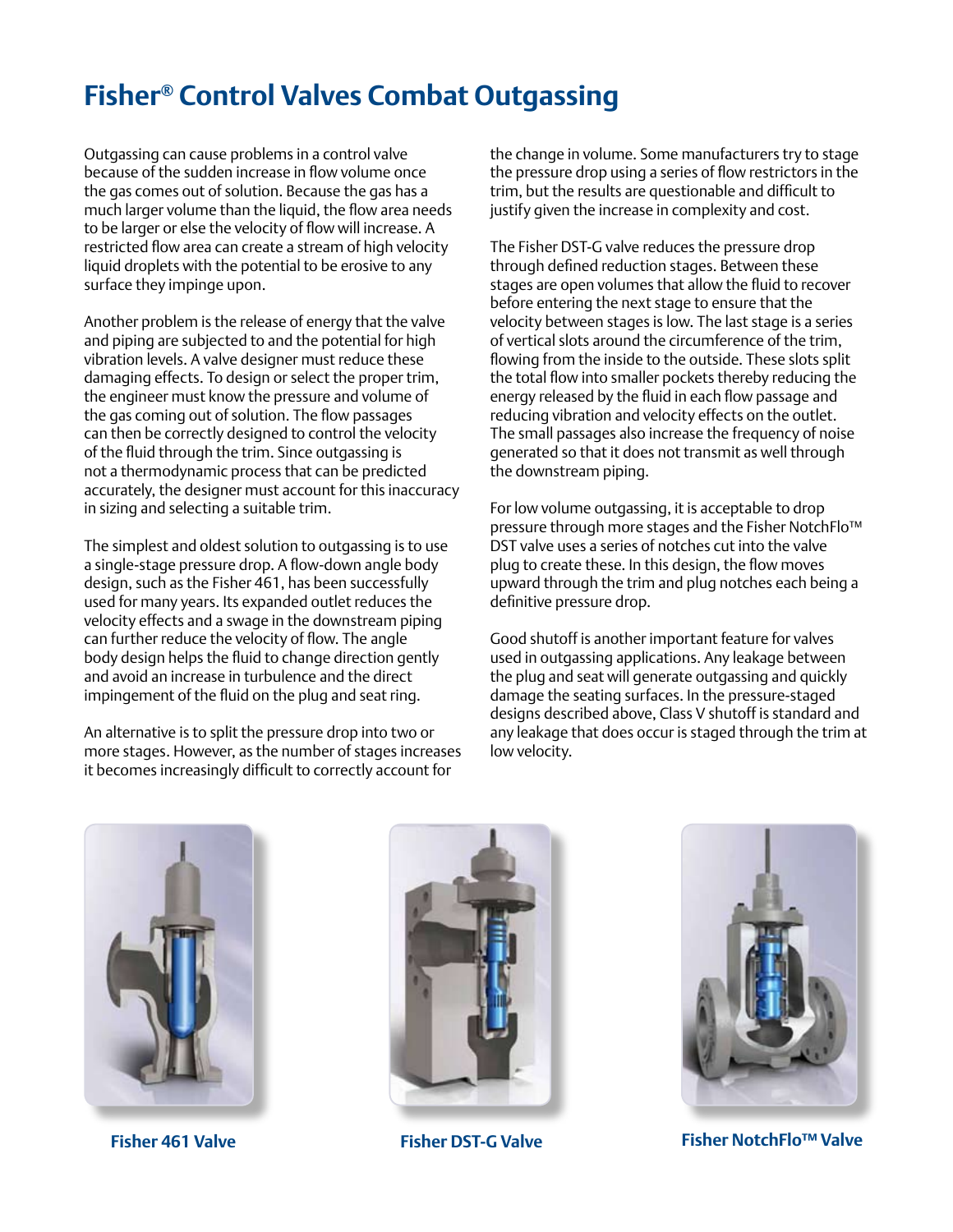# Fisher® Control Valves Combat Outgassing

Outgassing can cause problems in a control valve because of the sudden increase in flow volume once the gas comes out of solution. Because the gas has a much larger volume than the liquid, the flow area needs to be larger or else the velocity of flow will increase. A restricted flow area can create a stream of high velocity liquid droplets with the potential to be erosive to any surface they impinge upon.

Another problem is the release of energy that the valve and piping are subjected to and the potential for high vibration levels. A valve designer must reduce these damaging effects. To design or select the proper trim, the engineer must know the pressure and volume of the gas coming out of solution. The flow passages can then be correctly designed to control the velocity of the fluid through the trim. Since outgassing is not a thermodynamic process that can be predicted accurately, the designer must account for this inaccuracy in sizing and selecting a suitable trim.

The simplest and oldest solution to outgassing is to use a single-stage pressure drop. A flow-down angle body design, such as the Fisher 461, has been successfully used for many years. Its expanded outlet reduces the velocity effects and a swage in the downstream piping can further reduce the velocity of flow. The angle body design helps the fluid to change direction gently and avoid an increase in turbulence and the direct impingement of the fluid on the plug and seat ring.

An alternative is to split the pressure drop into two or more stages. However, as the number of stages increases it becomes increasingly difficult to correctly account for the change in volume. Some manufacturers try to stage the pressure drop using a series of flow restrictors in the trim, but the results are questionable and difficult to justify given the increase in complexity and cost.

The Fisher DST-G valve reduces the pressure drop through defined reduction stages. Between these stages are open volumes that allow the fluid to recover before entering the next stage to ensure that the velocity between stages is low. The last stage is a series of vertical slots around the circumference of the trim, flowing from the inside to the outside. These slots split the total flow into smaller pockets thereby reducing the energy released by the fluid in each flow passage and reducing vibration and velocity effects on the outlet. The small passages also increase the frequency of noise generated so that it does not transmit as well through the downstream piping.

For low volume outgassing, it is acceptable to drop pressure through more stages and the Fisher NotchFlo™ DST valve uses a series of notches cut into the valve plug to create these. In this design, the flow moves upward through the trim and plug notches each being a definitive pressure drop.

Good shutoff is another important feature for valves used in outgassing applications. Any leakage between the plug and seat will generate outgassing and quickly damage the seating surfaces. In the pressure-staged designs described above, Class V shutoff is standard and any leakage that does occur is staged through the trim at low velocity.

**Fisher 461 Valve**

**Fisher DST-G Valve**

**Fisher NotchFlo™ Valve**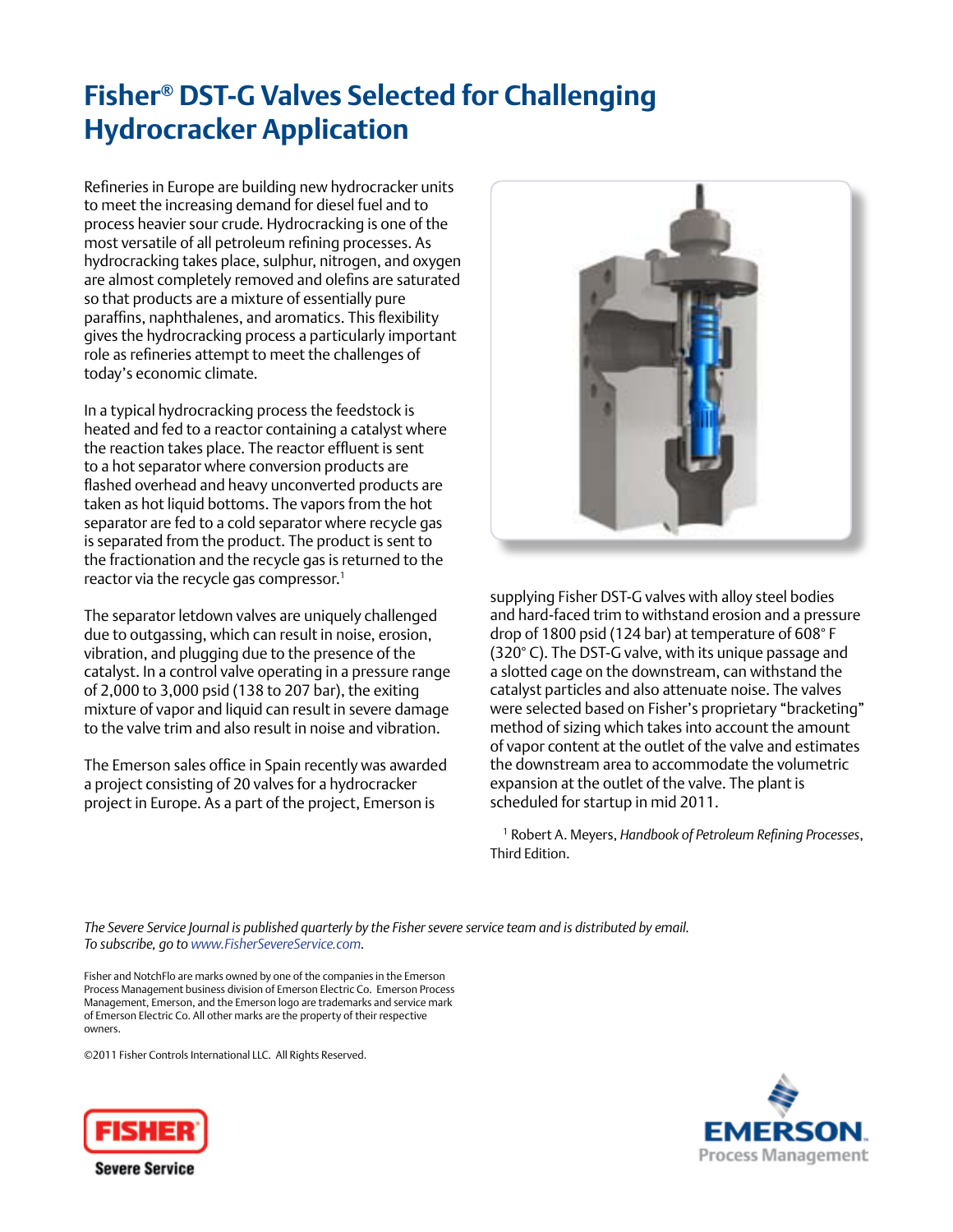# Fisher® DST-G Valves Selected for Challenging Hydrocracker Application

Refineries in Europe are building new hydrocracker units to meet the increasing demand for diesel fuel and to process heavier sour crude. Hydrocracking is one of the most versatile of all petroleum refining processes. As hydrocracking takes place, sulphur, nitrogen, and oxygen are almost completely removed and olefins are saturated so that products are a mixture of essentially pure paraffins, naphthalenes, and aromatics. This flexibility gives the hydrocracking process a particularly important role as refineries attempt to meet the challenges of today's economic climate.

In a typical hydrocracking process the feedstock is heated and fed to a reactor containing a catalyst where the reaction takes place. The reactor effluent is sent to a hot separator where conversion products are flashed overhead and heavy unconverted products are taken as hot liquid bottoms. The vapors from the hot separator are fed to a cold separator where recycle gas is separated from the product. The product is sent to the fractionation and the recycle gas is returned to the reactor via the recycle gas compressor.[1]

The separator letdown valves are uniquely challenged due to outgassing, which can result in noise, erosion, vibration, and plugging due to the presence of the catalyst. In a control valve operating in a pressure range of 2,000 to 3,000 psid (138 to 207 bar), the exiting mixture of vapor and liquid can result in severe damage to the valve trim and also result in noise and vibration.

The Emerson sales office in Spain recently was awarded a project consisting of 20 valves for a hydrocracker project in Europe. As a part of the project, Emerson is supplying Fisher DST-G valves with alloy steel bodies and hard-faced trim to withstand erosion and a pressure drop of 1800 psid (124 bar) at temperature of 608° F (320° C). The DST-G valve, with its unique passage and a slotted cage on the downstream, can withstand the catalyst particles and also attenuate noise. The valves were selected based on Fisher's proprietary "bracketing" method of sizing which takes into account the amount of vapor content at the outlet of the valve and estimates the downstream area to accommodate the volumetric expansion at the outlet of the valve. The plant is scheduled for startup in mid 2011.

[1] Robert A. Meyers, *Handbook of Petroleum Refining Processes*, Third Edition.

*The Severe Service Journal is published quarterly by the Fisher severe service team and is distributed by email. To subscribe, go to www.FisherSevereService.com.*

Fisher and NotchFlo are marks owned by one of the companies in the Emerson Process Management business division of Emerson Electric Co. Emerson Process Management, Emerson, and the Emerson logo are trademarks and service mark of Emerson Electric Co. All other marks are the property of their respective owners.

©2011 Fisher Controls International LLC. All Rights Reserved.

FISHER Severe Service

EMERSON. Process Management